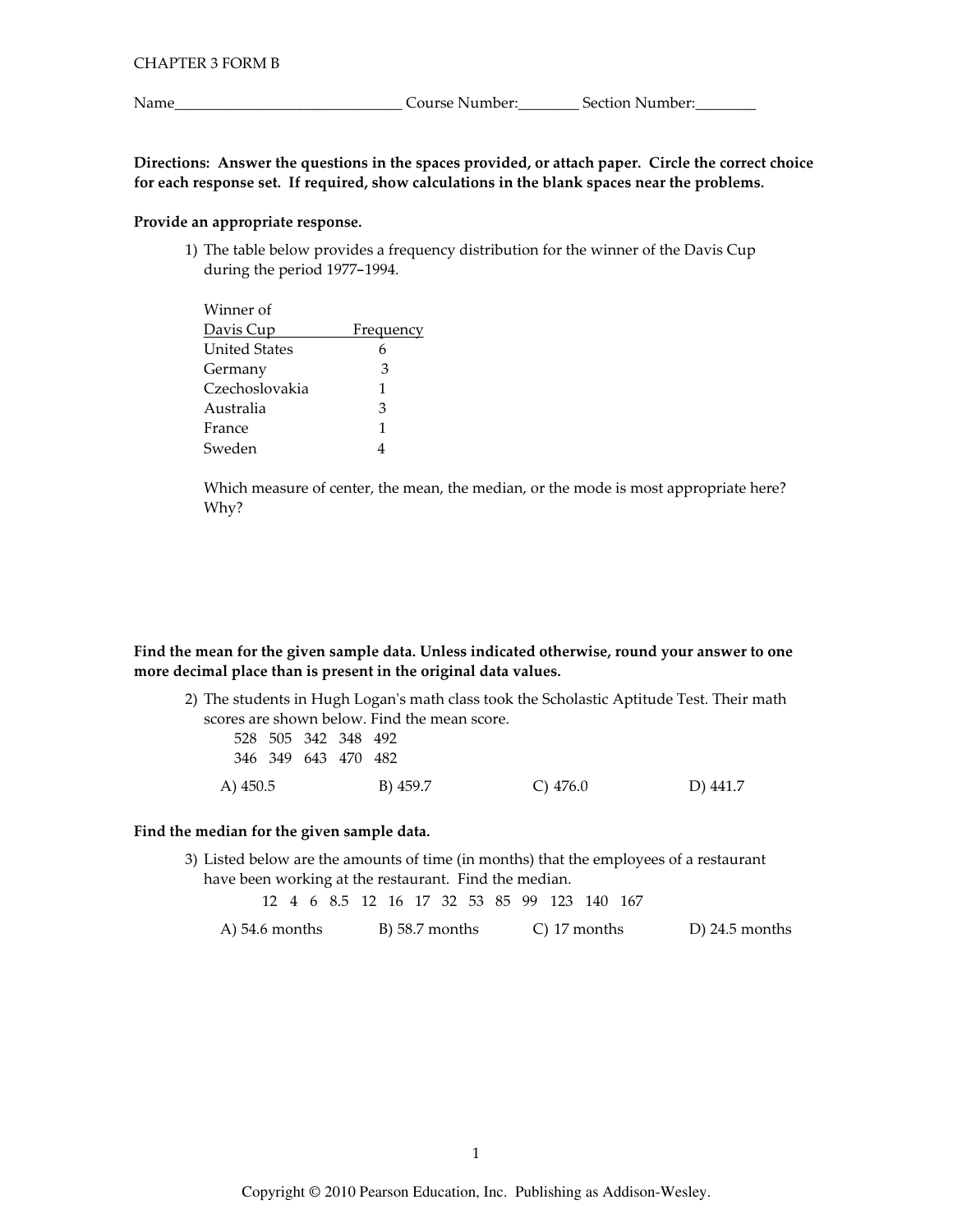CHAPTER 3 FORM B

Name______________________________ Course Number:________ Section Number:________

**Directions: Answer the questions in the spaces provided, or attach paper. Circle the correct choice for each response set. If required, show calculations in the blank spaces near the problems.**

**Provide an appropriate response.**

1) The table below provides a frequency distribution for the winner of the Davis Cup during the period 1977–1994.

| Winner of Davis Cup | Frequency |
|---|---|
| United States | 6 |
| Germany | 3 |
| Czechoslovakia | 1 |
| Australia | 3 |
| France | 1 |
| Sweden | 4 |

Which measure of center, the mean, the median, or the mode is most appropriate here? Why?

**Find the mean for the given sample data. Unless indicated otherwise, round your answer to one more decimal place than is present in the original data values.**

2) The students in Hugh Logan's math class took the Scholastic Aptitude Test. Their math scores are shown below. Find the mean score.

528 505 342 348 492
346 349 643 470 482

A) 450.5  B) 459.7  C) 476.0  D) 441.7

**Find the median for the given sample data.**

3) Listed below are the amounts of time (in months) that the employees of a restaurant have been working at the restaurant. Find the median.

12 4 6 8.5 12 16 17 32 53 85 99 123 140 167

A) 54.6 months  B) 58.7 months  C) 17 months  D) 24.5 months

Copyright © 2010 Pearson Education, Inc. Publishing as Addison-Wesley.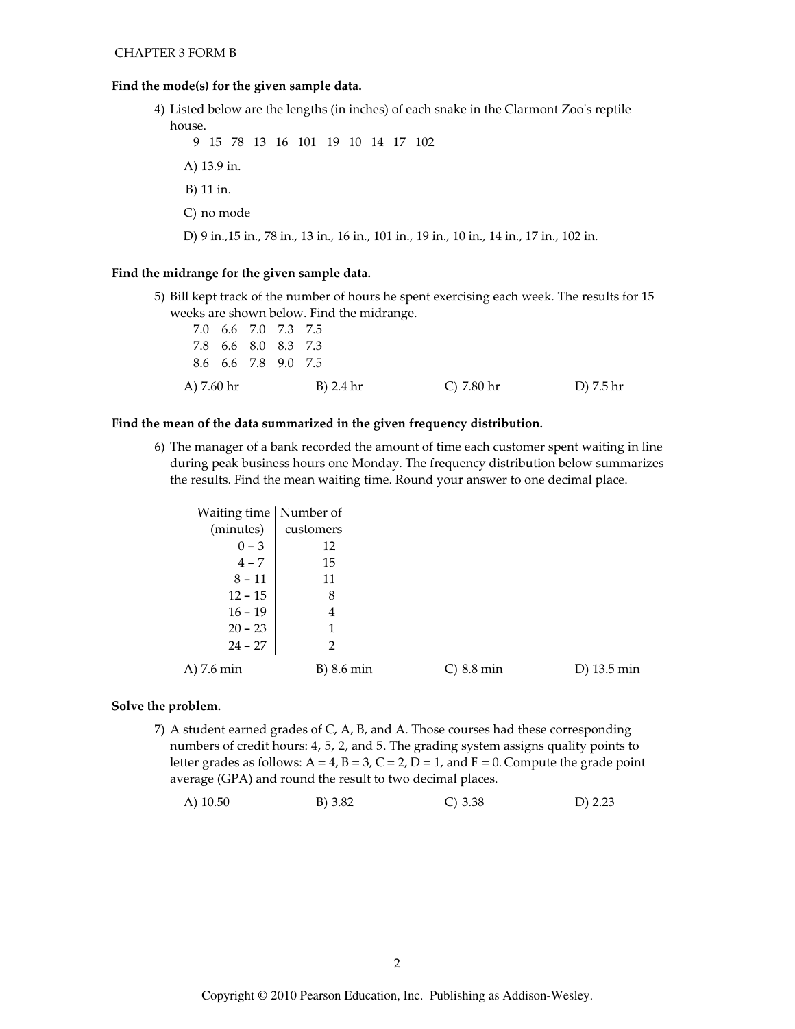**Find the mode(s) for the given sample data.**

4) Listed below are the lengths (in inches) of each snake in the Clarmont Zoo's reptile house.

9 15 78 13 16 101 19 10 14 17 102

A) 13.9 in.

B) 11 in.

C) no mode

D) 9 in.,15 in., 78 in., 13 in., 16 in., 101 in., 19 in., 10 in., 14 in., 17 in., 102 in.

**Find the midrange for the given sample data.**

5) Bill kept track of the number of hours he spent exercising each week. The results for 15 weeks are shown below. Find the midrange.

| | | | | |
|---|---|---|---|---|
| 7.0 | 6.6 | 7.0 | 7.3 | 7.5 |
| 7.8 | 6.6 | 8.0 | 8.3 | 7.3 |
| 8.6 | 6.6 | 7.8 | 9.0 | 7.5 |

A) 7.60 hr B) 2.4 hr C) 7.80 hr D) 7.5 hr

**Find the mean of the data summarized in the given frequency distribution.**

6) The manager of a bank recorded the amount of time each customer spent waiting in line during peak business hours one Monday. The frequency distribution below summarizes the results. Find the mean waiting time. Round your answer to one decimal place.

| Waiting time (minutes) | Number of customers |
|---|---|
| 0 - 3 | 12 |
| 4 - 7 | 15 |
| 8 - 11 | 11 |
| 12 - 15 | 8 |
| 16 - 19 | 4 |
| 20 - 23 | 1 |
| 24 - 27 | 2 |

A) 7.6 min B) 8.6 min C) 8.8 min D) 13.5 min

**Solve the problem.**

7) A student earned grades of C, A, B, and A. Those courses had these corresponding numbers of credit hours: 4, 5, 2, and 5. The grading system assigns quality points to letter grades as follows: A = 4, B = 3, C = 2, D = 1, and F = 0. Compute the grade point average (GPA) and round the result to two decimal places.

A) 10.50 B) 3.82 C) 3.38 D) 2.23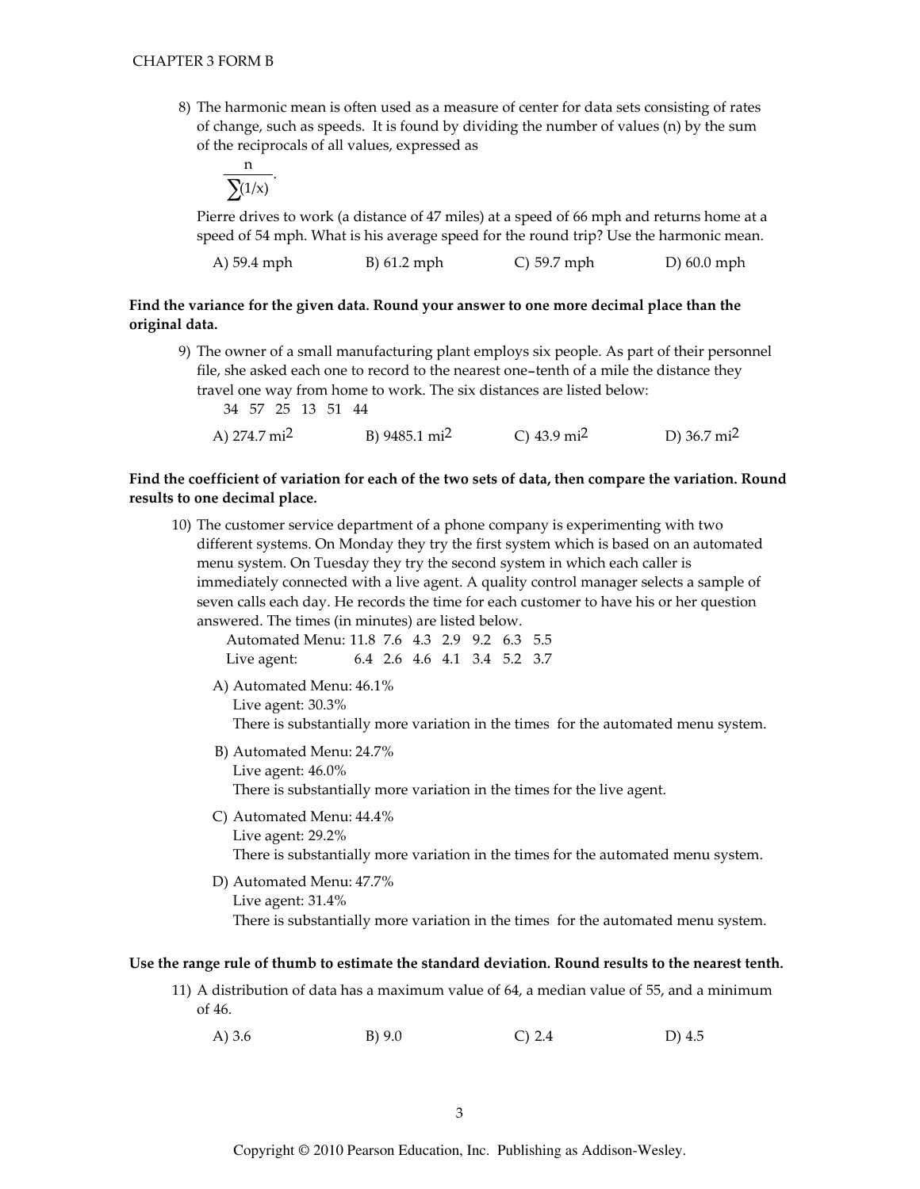8) The harmonic mean is often used as a measure of center for data sets consisting of rates of change, such as speeds. It is found by dividing the number of values (n) by the sum of the reciprocals of all values, expressed as

$$\frac{n}{\sum(1/x)}.$$

Pierre drives to work (a distance of 47 miles) at a speed of 66 mph and returns home at a speed of 54 mph. What is his average speed for the round trip? Use the harmonic mean.

A) 59.4 mph B) 61.2 mph C) 59.7 mph D) 60.0 mph

**Find the variance for the given data. Round your answer to one more decimal place than the original data.**

9) The owner of a small manufacturing plant employs six people. As part of their personnel file, she asked each one to record to the nearest one-tenth of a mile the distance they travel one way from home to work. The six distances are listed below:

34 57 25 13 51 44

A) 274.7 $mi^2$ B) 9485.1 $mi^2$ C) 43.9 $mi^2$ D) 36.7 $mi^2$

**Find the coefficient of variation for each of the two sets of data, then compare the variation. Round results to one decimal place.**

10) The customer service department of a phone company is experimenting with two different systems. On Monday they try the first system which is based on an automated menu system. On Tuesday they try the second system in which each caller is immediately connected with a live agent. A quality control manager selects a sample of seven calls each day. He records the time for each customer to have his or her question answered. The times (in minutes) are listed below.

Automated Menu: 11.8 7.6 4.3 2.9 9.2 6.3 5.5
Live agent: 6.4 2.6 4.6 4.1 3.4 5.2 3.7

A) Automated Menu: 46.1%
Live agent: 30.3%
There is substantially more variation in the times for the automated menu system.

B) Automated Menu: 24.7%
Live agent: 46.0%
There is substantially more variation in the times for the live agent.

C) Automated Menu: 44.4%
Live agent: 29.2%
There is substantially more variation in the times for the automated menu system.

D) Automated Menu: 47.7%
Live agent: 31.4%
There is substantially more variation in the times for the automated menu system.

**Use the range rule of thumb to estimate the standard deviation. Round results to the nearest tenth.**

11) A distribution of data has a maximum value of 64, a median value of 55, and a minimum of 46.

A) 3.6 B) 9.0 C) 2.4 D) 4.5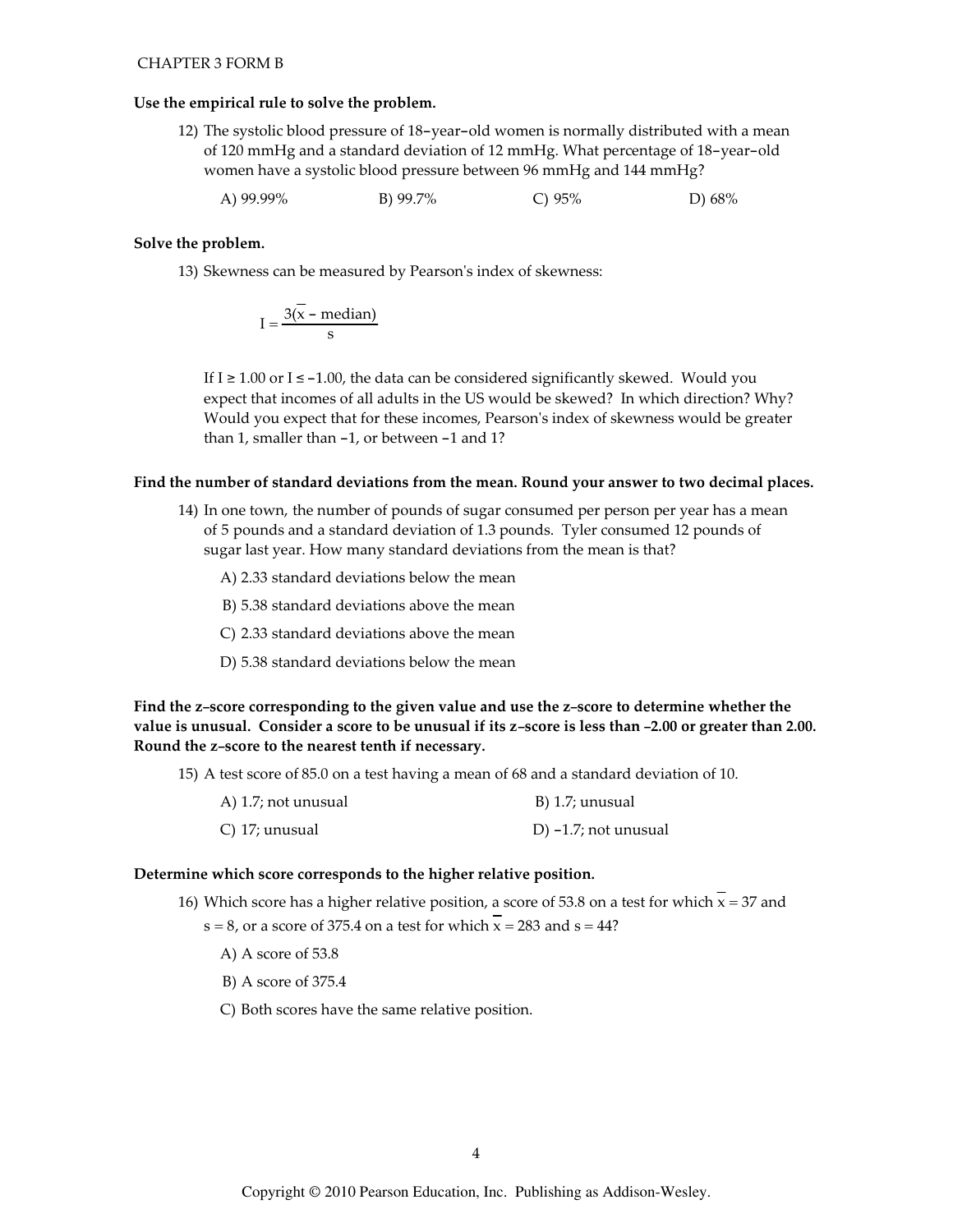**Use the empirical rule to solve the problem.**

12) The systolic blood pressure of 18–year–old women is normally distributed with a mean of 120 mmHg and a standard deviation of 12 mmHg. What percentage of 18–year–old women have a systolic blood pressure between 96 mmHg and 144 mmHg?

A) 99.99% B) 99.7% C) 95% D) 68%

**Solve the problem.**

13) Skewness can be measured by Pearson's index of skewness:

$$I = \frac{3(\overline{x} - \text{median})}{s}$$

If $I \geq 1.00$ or $I \leq -1.00$, the data can be considered significantly skewed. Would you expect that incomes of all adults in the US would be skewed? In which direction? Why? Would you expect that for these incomes, Pearson's index of skewness would be greater than 1, smaller than –1, or between –1 and 1?

**Find the number of standard deviations from the mean. Round your answer to two decimal places.**

14) In one town, the number of pounds of sugar consumed per person per year has a mean of 5 pounds and a standard deviation of 1.3 pounds. Tyler consumed 12 pounds of sugar last year. How many standard deviations from the mean is that?

A) 2.33 standard deviations below the mean

B) 5.38 standard deviations above the mean

C) 2.33 standard deviations above the mean

D) 5.38 standard deviations below the mean

**Find the z–score corresponding to the given value and use the z–score to determine whether the value is unusual. Consider a score to be unusual if its z–score is less than –2.00 or greater than 2.00. Round the z–score to the nearest tenth if necessary.**

15) A test score of 85.0 on a test having a mean of 68 and a standard deviation of 10.

A) 1.7; not unusual B) 1.7; unusual

C) 17; unusual D) –1.7; not unusual

**Determine which score corresponds to the higher relative position.**

16) Which score has a higher relative position, a score of 53.8 on a test for which $\overline{x} = 37$ and $s = 8$, or a score of 375.4 on a test for which $\overline{x} = 283$ and $s = 44$?

A) A score of 53.8

B) A score of 375.4

C) Both scores have the same relative position.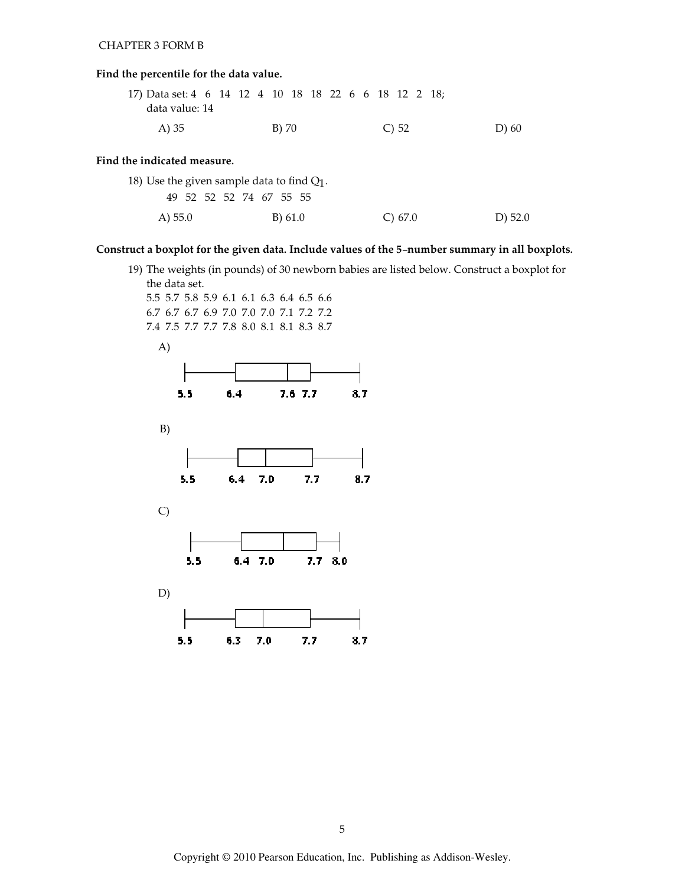CHAPTER 3 FORM B

**Find the percentile for the data value.**

17) Data set: 4 6 14 12 4 10 18 18 22 6 6 18 12 2 18;
data value: 14

A) 35 B) 70 C) 52 D) 60

**Find the indicated measure.**

18) Use the given sample data to find $Q_1$.
49 52 52 52 74 67 55 55

A) 55.0 B) 61.0 C) 67.0 D) 52.0

**Construct a boxplot for the given data. Include values of the 5–number summary in all boxplots.**

19) The weights (in pounds) of 30 newborn babies are listed below. Construct a boxplot for the data set.
5.5 5.7 5.8 5.9 6.1 6.1 6.3 6.4 6.5 6.6
6.7 6.7 6.7 6.9 7.0 7.0 7.0 7.1 7.2 7.2
7.4 7.5 7.7 7.7 7.8 8.0 8.1 8.1 8.3 8.7

A)

5.5 6.4 7.6 7.7 8.7

B)

5.5 6.4 7.0 7.7 8.7

C)

5.5 6.4 7.0 7.7 8.0

D)

5.5 6.3 7.0 7.7 8.7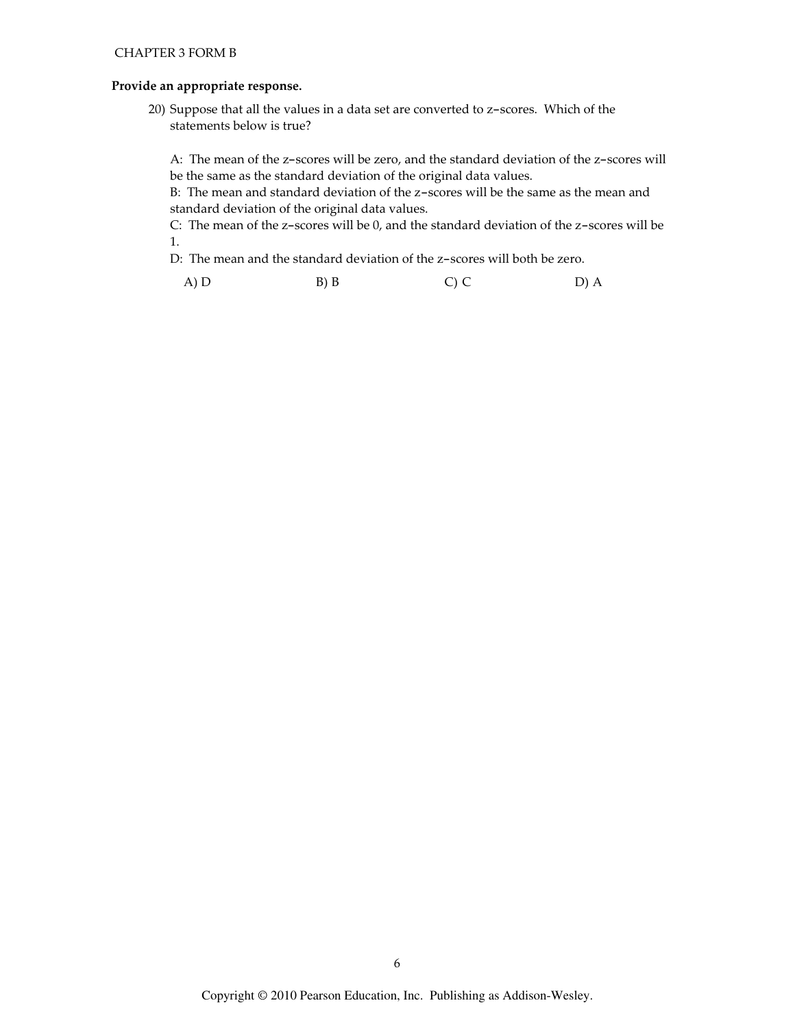**Provide an appropriate response.**

20) Suppose that all the values in a data set are converted to z-scores. Which of the statements below is true?

A: The mean of the z-scores will be zero, and the standard deviation of the z-scores will be the same as the standard deviation of the original data values.
B: The mean and standard deviation of the z-scores will be the same as the mean and standard deviation of the original data values.
C: The mean of the z-scores will be 0, and the standard deviation of the z-scores will be 1.
D: The mean and the standard deviation of the z-scores will both be zero.

A) D B) B C) C D) A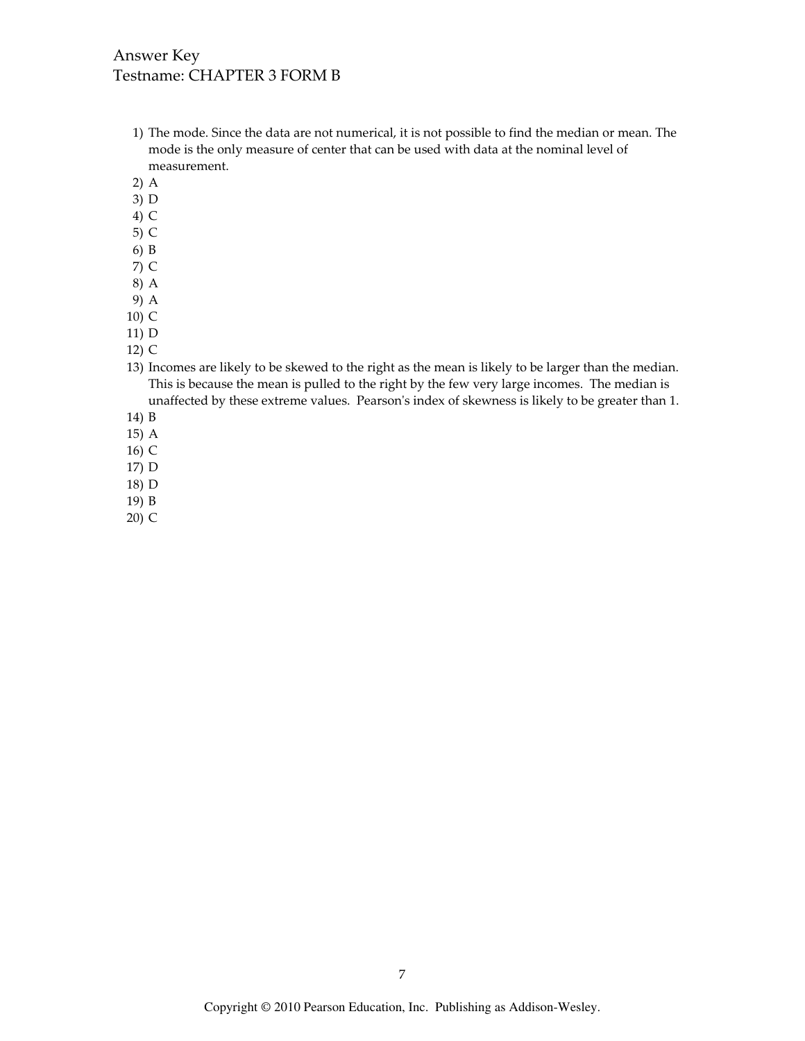Answer Key
Testname: CHAPTER 3 FORM B

1) The mode. Since the data are not numerical, it is not possible to find the median or mean. The mode is the only measure of center that can be used with data at the nominal level of measurement.
2) A
3) D
4) C
5) C
6) B
7) C
8) A
9) A
10) C
11) D
12) C
13) Incomes are likely to be skewed to the right as the mean is likely to be larger than the median. This is because the mean is pulled to the right by the few very large incomes. The median is unaffected by these extreme values. Pearson's index of skewness is likely to be greater than 1.
14) B
15) A
16) C
17) D
18) D
19) B
20) C

Copyright © 2010 Pearson Education, Inc. Publishing as Addison-Wesley.